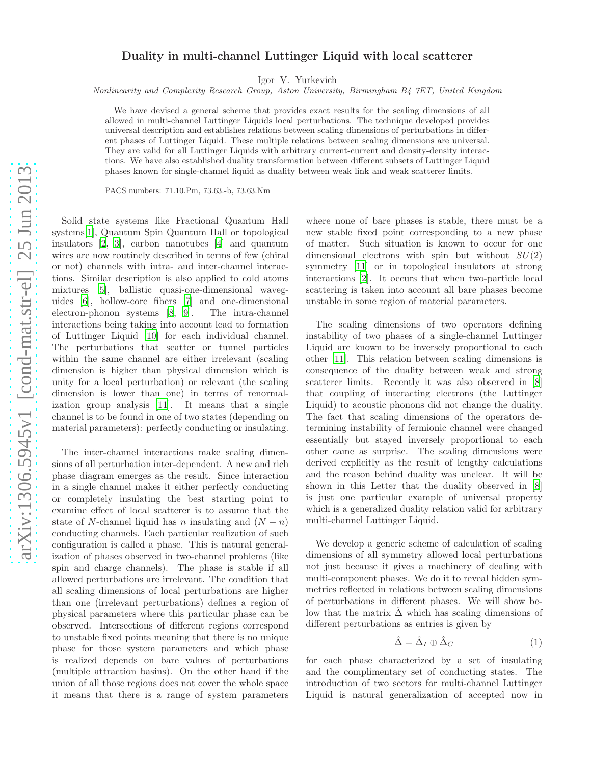# Duality in multi-channel Luttinger Liquid with local scatterer

Igor V. Yurkevich

*Nonlinearity and Complexity Research Group, Aston University, Birmingham B4 7ET, United Kingdom*

We have devised a general scheme that provides exact results for the scaling dimensions of all allowed in multi-channel Luttinger Liquids local perturbations. The technique developed provides universal description and establishes relations between scaling dimensions of perturbations in different phases of Luttinger Liquid. These multiple relations between scaling dimensions are universal. They are valid for all Luttinger Liquids with arbitrary current-current and density-density interactions. We have also established duality transformation between different subsets of Luttinger Liquid phases known for single-channel liquid as duality between weak link and weak scatterer limits.

PACS numbers: 71.10.Pm, 73.63.-b, 73.63.Nm

Solid state systems like Fractional Quantum Hall systems[1], Quantum Spin Quantum Hall or topological insulators [2, 3], carbon nanotubes [4] and quantum wires are now routinely described in terms of few (chiral or not) channels with intra- and inter-channel interactions. Similar description is also applied to cold atoms mixtures [5], ballistic quasi-one-dimensional waveguides [6], hollow-core fibers [7] and one-dimensional electron-phonon systems [8, 9]. The intra-channel interactions being taking into account lead to formation of Luttinger Liquid [10] for each individual channel. The perturbations that scatter or tunnel particles within the same channel are either irrelevant (scaling dimension is higher than physical dimension which is unity for a local perturbation) or relevant (the scaling dimension is lower than one) in terms of renormalization group analysis [11]. It means that a single channel is to be found in one of two states (depending on material parameters): perfectly conducting or insulating.

The inter-channel interactions make scaling dimensions of all perturbation inter-dependent. A new and rich phase diagram emerges as the result. Since interaction in a single channel makes it either perfectly conducting or completely insulating the best starting point to examine effect of local scatterer is to assume that the state of $N$-channel liquid has $n$ insulating and $(N-n)$ conducting channels. Each particular realization of such configuration is called a phase. This is natural generalization of phases observed in two-channel problems (like spin and charge channels). The phase is stable if all allowed perturbations are irrelevant. The condition that all scaling dimensions of local perturbations are higher than one (irrelevant perturbations) defines a region of physical parameters where this particular phase can be observed. Intersections of different regions correspond to unstable fixed points meaning that there is no unique phase for those system parameters and which phase is realized depends on bare values of perturbations (multiple attraction basins). On the other hand if the union of all those regions does not cover the whole space it means that there is a range of system parameters where none of bare phases is stable, there must be a new stable fixed point corresponding to a new phase of matter. Such situation is known to occur for one dimensional electrons with spin but without $SU(2)$ symmetry [11] or in topological insulators at strong interactions [2]. It occurs that when two-particle local scattering is taken into account all bare phases become unstable in some region of material parameters.

The scaling dimensions of two operators defining instability of two phases of a single-channel Luttinger Liquid are known to be inversely proportional to each other [11]. This relation between scaling dimensions is consequence of the duality between weak and strong scatterer limits. Recently it was also observed in [8] that coupling of interacting electrons (the Luttinger Liquid) to acoustic phonons did not change the duality. The fact that scaling dimensions of the operators determining instability of fermionic channel were changed essentially but stayed inversely proportional to each other came as surprise. The scaling dimensions were derived explicitly as the result of lengthy calculations and the reason behind duality was unclear. It will be shown in this Letter that the duality observed in [8] is just one particular example of universal property which is a generalized duality relation valid for arbitrary multi-channel Luttinger Liquid.

We develop a generic scheme of calculation of scaling dimensions of all symmetry allowed local perturbations not just because it gives a machinery of dealing with multi-component phases. We do it to reveal hidden symmetries reflected in relations between scaling dimensions of perturbations in different phases. We will show below that the matrix $\hat{\Delta}$ which has scaling dimensions of different perturbations as entries is given by

$$\hat{\Delta} = \hat{\Delta}_I \oplus \hat{\Delta}_C \tag{1}$$

for each phase characterized by a set of insulating and the complimentary set of conducting states. The introduction of two sectors for multi-channel Luttinger Liquid is natural generalization of accepted now in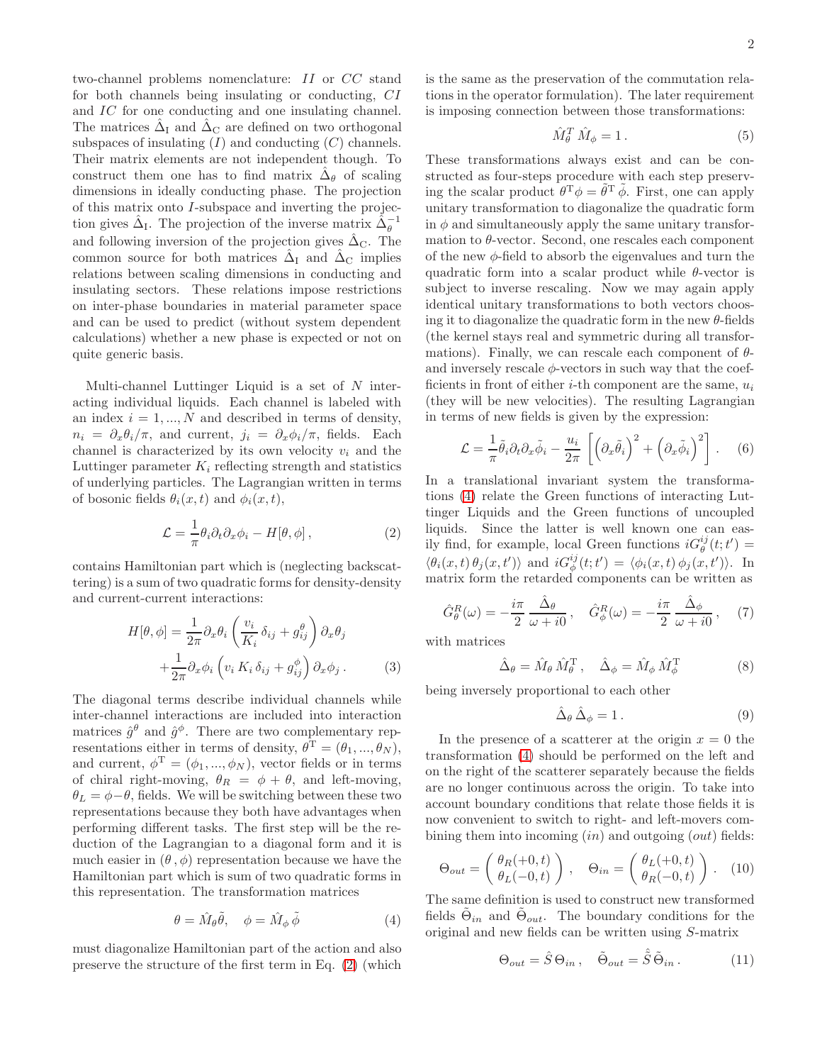two-channel problems nomenclature: $II$ or $CC$ stand for both channels being insulating or conducting, $CI$ and $IC$ for one conducting and one insulating channel. The matrices $\hat{\Delta}_{\rm I}$ and $\hat{\Delta}_{\rm C}$ are defined on two orthogonal subspaces of insulating ($I$) and conducting ($C$) channels. Their matrix elements are not independent though. To construct them one has to find matrix $\hat{\Delta}_\theta$ of scaling dimensions in ideally conducting phase. The projection of this matrix onto $I$-subspace and inverting the projection gives $\hat{\Delta}_{\rm I}$. The projection of the inverse matrix $\hat{\Delta}_\theta^{-1}$ and following inversion of the projection gives $\hat{\Delta}_{\rm C}$. The common source for both matrices $\hat{\Delta}_{\rm I}$ and $\hat{\Delta}_{\rm C}$ implies relations between scaling dimensions in conducting and insulating sectors. These relations impose restrictions on inter-phase boundaries in material parameter space and can be used to predict (without system dependent calculations) whether a new phase is expected or not on quite generic basis.

Multi-channel Luttinger Liquid is a set of $N$ interacting individual liquids. Each channel is labeled with an index $i = 1, ..., N$ and described in terms of density, $n_i = \partial_x \theta_i/\pi$, and current, $j_i = \partial_x \phi_i/\pi$, fields. Each channel is characterized by its own velocity $v_i$ and the Luttinger parameter $K_i$ reflecting strength and statistics of underlying particles. The Lagrangian written in terms of bosonic fields $\theta_i(x,t)$ and $\phi_i(x,t)$,

$$\mathcal{L} = \frac{1}{\pi}\theta_i \partial_t \partial_x \phi_i - H[\theta, \phi]\,, \tag{2}$$

contains Hamiltonian part which is (neglecting backscattering) is a sum of two quadratic forms for density-density and current-current interactions:

$$H[\theta,\phi] = \frac{1}{2\pi}\partial_x \theta_i \left(\frac{v_i}{K_i}\delta_{ij} + g^\theta_{ij}\right)\partial_x \theta_j + \frac{1}{2\pi}\partial_x \phi_i \left(v_i\, K_i\, \delta_{ij} + g^\phi_{ij}\right)\partial_x \phi_j\,. \tag{3}$$

The diagonal terms describe individual channels while inter-channel interactions are included into interaction matrices $\hat{g}^\theta$ and $\hat{g}^\phi$. There are two complementary representations either in terms of density, $\theta^{\rm T} = (\theta_1, ..., \theta_N)$, and current, $\phi^{\rm T} = (\phi_1, ..., \phi_N)$, vector fields or in terms of chiral right-moving, $\theta_R = \phi + \theta$, and left-moving, $\theta_L = \phi - \theta$, fields. We will be switching between these two representations because they both have advantages when performing different tasks. The first step will be the reduction of the Lagrangian to a diagonal form and it is much easier in $(\theta, \phi)$ representation because we have the Hamiltonian part which is sum of two quadratic forms in this representation. The transformation matrices

$$\theta = \hat{M}_\theta \tilde{\theta}, \quad \phi = \hat{M}_\phi\, \tilde{\phi} \tag{4}$$

must diagonalize Hamiltonian part of the action and also preserve the structure of the first term in Eq. (2) (which is the same as the preservation of the commutation relations in the operator formulation). The later requirement is imposing connection between those transformations:

$$\hat{M}_\theta^T\, \hat{M}_\phi = 1\,. \tag{5}$$

These transformations always exist and can be constructed as four-steps procedure with each step preserving the scalar product $\theta^{\rm T}\phi = \tilde{\theta}^{\rm T}\,\tilde{\phi}$. First, one can apply unitary transformation to diagonalize the quadratic form in $\phi$ and simultaneously apply the same unitary transformation to $\theta$-vector. Second, one rescales each component of the new $\phi$-field to absorb the eigenvalues and turn the quadratic form into a scalar product while $\theta$-vector is subject to inverse rescaling. Now we may again apply identical unitary transformations to both vectors choosing it to diagonalize the quadratic form in the new $\theta$-fields (the kernel stays real and symmetric during all transformations). Finally, we can rescale each component of $\theta$- and inversely rescale $\phi$-vectors in such way that the coefficients in front of either $i$-th component are the same, $u_i$ (they will be new velocities). The resulting Lagrangian in terms of new fields is given by the expression:

$$\mathcal{L} = \frac{1}{\pi}\tilde{\theta}_i \partial_t \partial_x \tilde{\phi}_i - \frac{u_i}{2\pi}\left[\left(\partial_x \tilde{\theta}_i\right)^2 + \left(\partial_x \tilde{\phi}_i\right)^2\right]. \tag{6}$$

In a translational invariant system the transformations (4) relate the Green functions of interacting Luttinger Liquids and the Green functions of uncoupled liquids. Since the latter is well known one can easily find, for example, local Green functions $iG^{ij}_\theta(t;t') = \langle \theta_i(x,t)\, \theta_j(x,t')\rangle$ and $iG^{ij}_\phi(t;t') = \langle \phi_i(x,t)\, \phi_j(x,t')\rangle$. In matrix form the retarded components can be written as

$$\hat{G}^R_\theta(\omega) = -\frac{i\pi}{2}\,\frac{\hat{\Delta}_\theta}{\omega + i0}\,, \quad \hat{G}^R_\phi(\omega) = -\frac{i\pi}{2}\,\frac{\hat{\Delta}_\phi}{\omega + i0}\,, \tag{7}$$

with matrices

$$\hat{\Delta}_\theta = \hat{M}_\theta\, \hat{M}_\theta^{\rm T}\,, \quad \hat{\Delta}_\phi = \hat{M}_\phi\, \hat{M}_\phi^{\rm T} \tag{8}$$

being inversely proportional to each other

$$\hat{\Delta}_\theta\, \hat{\Delta}_\phi = 1\,. \tag{9}$$

In the presence of a scatterer at the origin $x = 0$ the transformation (4) should be performed on the left and on the right of the scatterer separately because the fields are no longer continuous across the origin. To take into account boundary conditions that relate those fields it is now convenient to switch to right- and left-movers combining them into incoming ($in$) and outgoing ($out$) fields:

$$\Theta_{out} = \begin{pmatrix} \theta_R(+0,t) \\ \theta_L(-0,t) \end{pmatrix}, \quad \Theta_{in} = \begin{pmatrix} \theta_L(+0,t) \\ \theta_R(-0,t) \end{pmatrix}. \tag{10}$$

The same definition is used to construct new transformed fields $\tilde{\Theta}_{in}$ and $\tilde{\Theta}_{out}$. The boundary conditions for the original and new fields can be written using $S$-matrix

$$\Theta_{out} = \hat{S}\,\Theta_{in}\,, \quad \tilde{\Theta}_{out} = \hat{\tilde{S}}\,\tilde{\Theta}_{in}\,. \tag{11}$$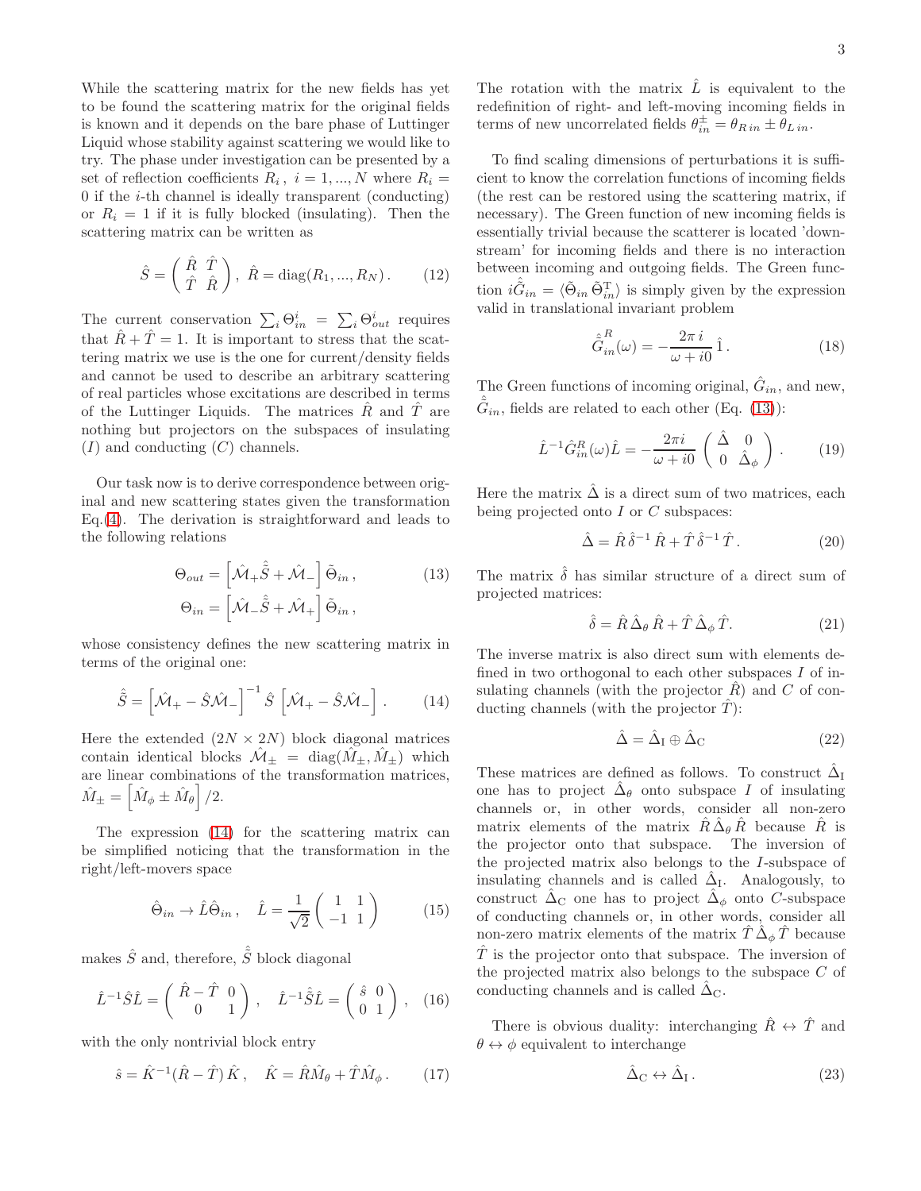While the scattering matrix for the new fields has yet to be found the scattering matrix for the original fields is known and it depends on the bare phase of Luttinger Liquid whose stability against scattering we would like to try. The phase under investigation can be presented by a set of reflection coefficients $R_i\,,\ i=1,...,N$ where $R_i = 0$ if the $i$-th channel is ideally transparent (conducting) or $R_i = 1$ if it is fully blocked (insulating). Then the scattering matrix can be written as

$$\hat{S} = \begin{pmatrix} \hat{R} & \hat{T} \\ \hat{T} & \hat{R} \end{pmatrix},\ \hat{R} = \mathrm{diag}(R_1, ..., R_N)\,. \tag{12}$$

The current conservation $\sum_i \Theta^i_{in} = \sum_i \Theta^i_{out}$ requires that $\hat{R} + \hat{T} = 1$. It is important to stress that the scattering matrix we use is the one for current/density fields and cannot be used to describe an arbitrary scattering of real particles whose excitations are described in terms of the Luttinger Liquids. The matrices $\hat{R}$ and $\hat{T}$ are nothing but projectors on the subspaces of insulating ($I$) and conducting ($C$) channels.

Our task now is to derive correspondence between original and new scattering states given the transformation Eq.(4). The derivation is straightforward and leads to the following relations

$$\begin{aligned} \Theta_{out} &= \left[\hat{\mathcal{M}}_+ \hat{\tilde{S}} + \hat{\mathcal{M}}_-\right] \tilde{\Theta}_{in}\,, \\ \Theta_{in} &= \left[\hat{\mathcal{M}}_- \hat{\tilde{S}} + \hat{\mathcal{M}}_+\right] \tilde{\Theta}_{in}\,, \end{aligned} \tag{13}$$

whose consistency defines the new scattering matrix in terms of the original one:

$$\hat{\tilde{S}} = \left[\hat{\mathcal{M}}_+ - \hat{S}\hat{\mathcal{M}}_-\right]^{-1} \hat{S} \left[\hat{\mathcal{M}}_+ - \hat{S}\hat{\mathcal{M}}_-\right]. \tag{14}$$

Here the extended ($2N \times 2N$) block diagonal matrices contain identical blocks $\hat{\mathcal{M}}_\pm = \mathrm{diag}(\hat{M}_\pm, \hat{M}_\pm)$ which are linear combinations of the transformation matrices, $\hat{M}_\pm = \left[\hat{M}_\phi \pm \hat{M}_\theta\right]/2$.

The expression (14) for the scattering matrix can be simplified noticing that the transformation in the right/left-movers space

$$\hat{\Theta}_{in} \to \hat{L}\hat{\Theta}_{in}\,, \quad \hat{L} = \frac{1}{\sqrt{2}}\begin{pmatrix} 1 & 1 \\ -1 & 1 \end{pmatrix} \tag{15}$$

makes $\hat{S}$ and, therefore, $\hat{\tilde{S}}$ block diagonal

$$\hat{L}^{-1}\hat{S}\hat{L} = \begin{pmatrix} \hat{R} - \hat{T} & 0 \\ 0 & 1 \end{pmatrix}, \quad \hat{L}^{-1}\hat{\tilde{S}}\hat{L} = \begin{pmatrix} \hat{s} & 0 \\ 0 & 1 \end{pmatrix}, \tag{16}$$

with the only nontrivial block entry

$$\hat{s} = \hat{K}^{-1}(\hat{R} - \hat{T})\,\hat{K}\,, \quad \hat{K} = \hat{R}\hat{M}_\theta + \hat{T}\hat{M}_\phi\,. \tag{17}$$

The rotation with the matrix $\hat{L}$ is equivalent to the redefinition of right- and left-moving incoming fields in terms of new uncorrelated fields $\theta^\pm_{in} = \theta_{R\,in} \pm \theta_{L\,in}$.

To find scaling dimensions of perturbations it is sufficient to know the correlation functions of incoming fields (the rest can be restored using the scattering matrix, if necessary). The Green function of new incoming fields is essentially trivial because the scatterer is located 'downstream' for incoming fields and there is no interaction between incoming and outgoing fields. The Green function $i\hat{\tilde{G}}_{in} = \langle \tilde{\Theta}_{in}\, \tilde{\Theta}^{\mathrm{T}}_{in}\rangle$ is simply given by the expression valid in translational invariant problem

$$\hat{\tilde{G}}^R_{in}(\omega) = -\frac{2\pi\, i}{\omega + i0}\,\hat{1}\,. \tag{18}$$

The Green functions of incoming original, $\hat{G}_{in}$, and new, $\hat{\tilde{G}}_{in}$, fields are related to each other (Eq. (13)):

$$\hat{L}^{-1}\hat{G}^R_{in}(\omega)\hat{L} = -\frac{2\pi i}{\omega + i0}\begin{pmatrix} \hat{\Delta} & 0 \\ 0 & \hat{\Delta}_\phi \end{pmatrix}. \tag{19}$$

Here the matrix $\hat{\Delta}$ is a direct sum of two matrices, each being projected onto $I$ or $C$ subspaces:

$$\hat{\Delta} = \hat{R}\,\hat{\delta}^{-1}\,\hat{R} + \hat{T}\,\hat{\delta}^{-1}\,\hat{T}\,. \tag{20}$$

The matrix $\hat{\delta}$ has similar structure of a direct sum of projected matrices:

$$\hat{\delta} = \hat{R}\,\hat{\Delta}_\theta\,\hat{R} + \hat{T}\,\hat{\Delta}_\phi\,\hat{T}. \tag{21}$$

The inverse matrix is also direct sum with elements defined in two orthogonal to each other subspaces $I$ of insulating channels (with the projector $\hat{R}$) and $C$ of conducting channels (with the projector $\hat{T}$):

$$\hat{\Delta} = \hat{\Delta}_{\mathrm{I}} \oplus \hat{\Delta}_{\mathrm{C}} \tag{22}$$

These matrices are defined as follows. To construct $\hat{\Delta}_{\mathrm{I}}$ one has to project $\hat{\Delta}_\theta$ onto subspace $I$ of insulating channels or, in other words, consider all non-zero matrix elements of the matrix $\hat{R}\,\hat{\Delta}_\theta\,\hat{R}$ because $\hat{R}$ is the projector onto that subspace. The inversion of the projected matrix also belongs to the $I$-subspace of insulating channels and is called $\hat{\Delta}_{\mathrm{I}}$. Analogously, to construct $\hat{\Delta}_{\mathrm{C}}$ one has to project $\hat{\Delta}_\phi$ onto $C$-subspace of conducting channels or, in other words, consider all non-zero matrix elements of the matrix $\hat{T}\,\hat{\Delta}_\phi\,\hat{T}$ because $\hat{T}$ is the projector onto that subspace. The inversion of the projected matrix also belongs to the subspace $C$ of conducting channels and is called $\hat{\Delta}_{\mathrm{C}}$.

There is obvious duality: interchanging $\hat{R} \leftrightarrow \hat{T}$ and $\theta \leftrightarrow \phi$ equivalent to interchange

$$\hat{\Delta}_{\mathrm{C}} \leftrightarrow \hat{\Delta}_{\mathrm{I}}\,. \tag{23}$$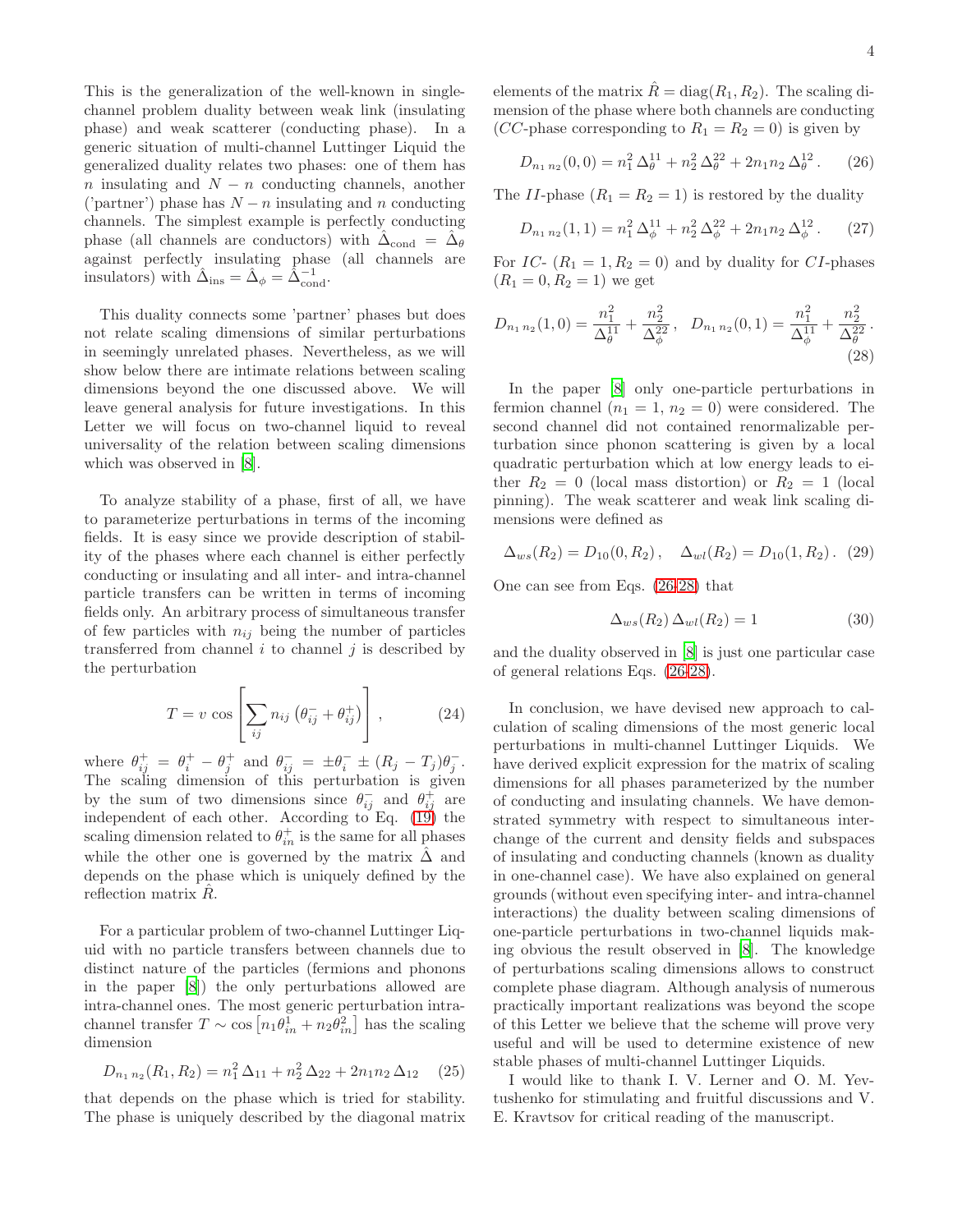This is the generalization of the well-known in single-channel problem duality between weak link (insulating phase) and weak scatterer (conducting phase). In a generic situation of multi-channel Luttinger Liquid the generalized duality relates two phases: one of them has $n$ insulating and $N-n$ conducting channels, another ('partner') phase has $N-n$ insulating and $n$ conducting channels. The simplest example is perfectly conducting phase (all channels are conductors) with $\hat{\Delta}_{\rm cond} = \hat{\Delta}_\theta$ against perfectly insulating phase (all channels are insulators) with $\hat{\Delta}_{\rm ins} = \hat{\Delta}_\phi = \hat{\Delta}^{-1}_{\rm cond}$.

This duality connects some 'partner' phases but does not relate scaling dimensions of similar perturbations in seemingly unrelated phases. Nevertheless, as we will show below there are intimate relations between scaling dimensions beyond the one discussed above. We will leave general analysis for future investigations. In this Letter we will focus on two-channel liquid to reveal universality of the relation between scaling dimensions which was observed in [8].

To analyze stability of a phase, first of all, we have to parameterize perturbations in terms of the incoming fields. It is easy since we provide description of stability of the phases where each channel is either perfectly conducting or insulating and all inter- and intra-channel particle transfers can be written in terms of incoming fields only. An arbitrary process of simultaneous transfer of few particles with $n_{ij}$ being the number of particles transferred from channel $i$ to channel $j$ is described by the perturbation

$$T = v\,\cos\left[\sum_{ij} n_{ij}\left(\theta^-_{ij} + \theta^+_{ij}\right)\right], \tag{24}$$

where $\theta^+_{ij} = \theta^+_i - \theta^+_j$ and $\theta^-_{ij} = \pm\theta^-_i \pm (R_j - T_j)\theta^-_j$. The scaling dimension of this perturbation is given by the sum of two dimensions since $\theta^-_{ij}$ and $\theta^+_{ij}$ are independent of each other. According to Eq. (19) the scaling dimension related to $\theta^+_{in}$ is the same for all phases while the other one is governed by the matrix $\hat{\Delta}$ and depends on the phase which is uniquely defined by the reflection matrix $\hat{R}$.

For a particular problem of two-channel Luttinger Liquid with no particle transfers between channels due to distinct nature of the particles (fermions and phonons in the paper [8]) the only perturbations allowed are intra-channel ones. The most generic perturbation intra-channel transfer $T \sim \cos\left[n_1\theta^1_{in} + n_2\theta^2_{in}\right]$ has the scaling dimension

$$D_{n_1\,n_2}(R_1, R_2) = n_1^2\,\Delta_{11} + n_2^2\,\Delta_{22} + 2n_1n_2\,\Delta_{12} \tag{25}$$

that depends on the phase which is tried for stability. The phase is uniquely described by the diagonal matrix elements of the matrix $\hat{R} = {\rm diag}(R_1, R_2)$. The scaling dimension of the phase where both channels are conducting ($CC$-phase corresponding to $R_1 = R_2 = 0$) is given by

$$D_{n_1\,n_2}(0,0) = n_1^2\,\Delta^{11}_\theta + n_2^2\,\Delta^{22}_\theta + 2n_1n_2\,\Delta^{12}_\theta\,. \tag{26}$$

The $II$-phase ($R_1 = R_2 = 1$) is restored by the duality

$$D_{n_1\,n_2}(1,1) = n_1^2\,\Delta^{11}_\phi + n_2^2\,\Delta^{22}_\phi + 2n_1n_2\,\Delta^{12}_\phi\,. \tag{27}$$

For $IC$- ($R_1 = 1, R_2 = 0$) and by duality for $CI$-phases ($R_1 = 0, R_2 = 1$) we get

$$D_{n_1\,n_2}(1,0) = \frac{n_1^2}{\Delta^{11}_\theta} + \frac{n_2^2}{\Delta^{22}_\phi}\,,\quad D_{n_1\,n_2}(0,1) = \frac{n_1^2}{\Delta^{11}_\phi} + \frac{n_2^2}{\Delta^{22}_\theta}\,. \tag{28}$$

In the paper [8] only one-particle perturbations in fermion channel ($n_1 = 1$, $n_2 = 0$) were considered. The second channel did not contained renormalizable perturbation since phonon scattering is given by a local quadratic perturbation which at low energy leads to either $R_2 = 0$ (local mass distortion) or $R_2 = 1$ (local pinning). The weak scatterer and weak link scaling dimensions were defined as

$$\Delta_{ws}(R_2) = D_{10}(0, R_2)\,,\quad \Delta_{wl}(R_2) = D_{10}(1, R_2)\,. \tag{29}$$

One can see from Eqs. (26-28) that

$$\Delta_{ws}(R_2)\,\Delta_{wl}(R_2) = 1 \tag{30}$$

and the duality observed in [8] is just one particular case of general relations Eqs. (26-28).

In conclusion, we have devised new approach to calculation of scaling dimensions of the most generic local perturbations in multi-channel Luttinger Liquids. We have derived explicit expression for the matrix of scaling dimensions for all phases parameterized by the number of conducting and insulating channels. We have demonstrated symmetry with respect to simultaneous interchange of the current and density fields and subspaces of insulating and conducting channels (known as duality in one-channel case). We have also explained on general grounds (without even specifying inter- and intra-channel interactions) the duality between scaling dimensions of one-particle perturbations in two-channel liquids making obvious the result observed in [8]. The knowledge of perturbations scaling dimensions allows to construct complete phase diagram. Although analysis of numerous practically important realizations was beyond the scope of this Letter we believe that the scheme will prove very useful and will be used to determine existence of new stable phases of multi-channel Luttinger Liquids.

I would like to thank I. V. Lerner and O. M. Yevtushenko for stimulating and fruitful discussions and V. E. Kravtsov for critical reading of the manuscript.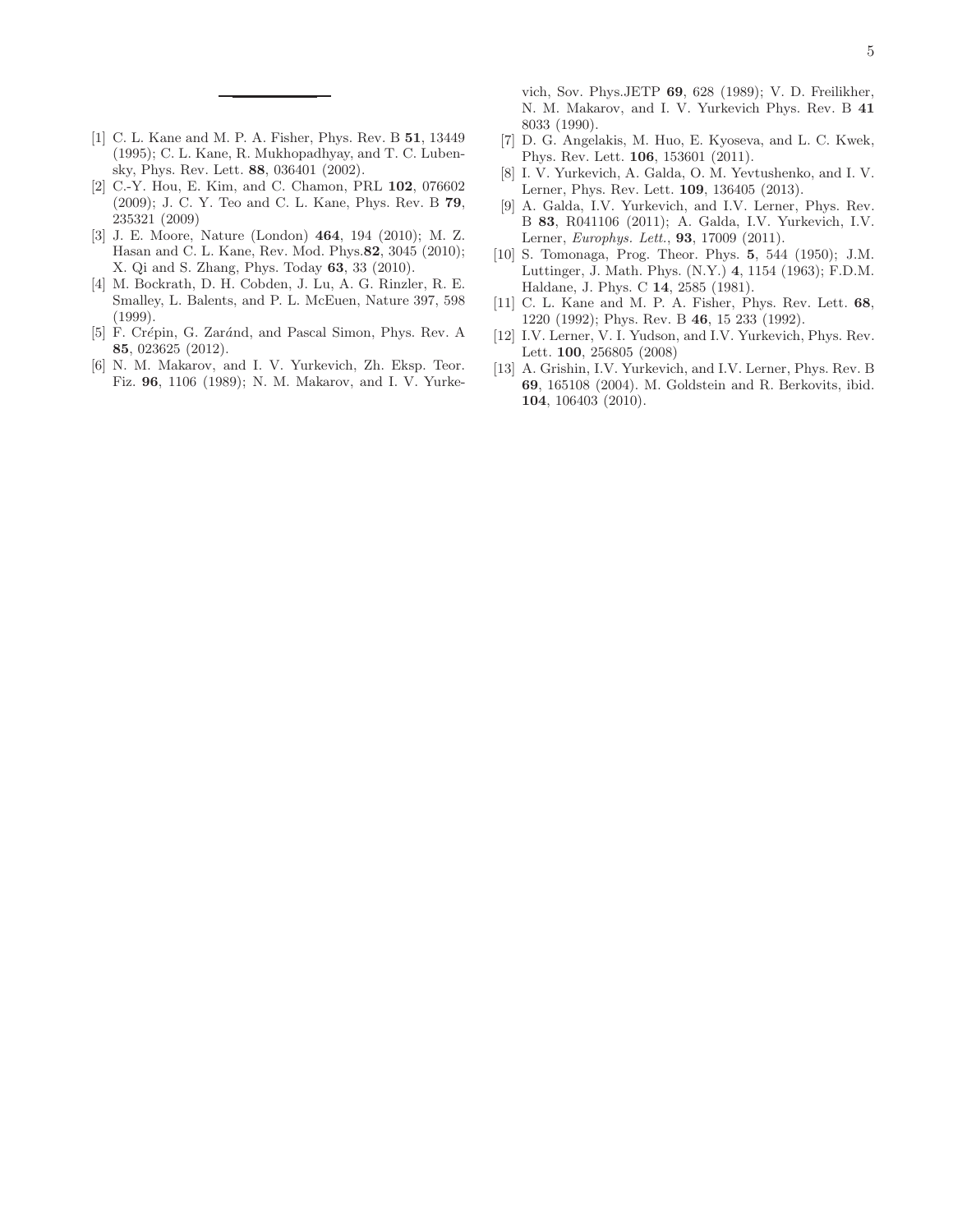[1] C. L. Kane and M. P. A. Fisher, Phys. Rev. B **51**, 13449 (1995); C. L. Kane, R. Mukhopadhyay, and T. C. Lubensky, Phys. Rev. Lett. **88**, 036401 (2002).

[2] C.-Y. Hou, E. Kim, and C. Chamon, PRL **102**, 076602 (2009); J. C. Y. Teo and C. L. Kane, Phys. Rev. B **79**, 235321 (2009)

[3] J. E. Moore, Nature (London) **464**, 194 (2010); M. Z. Hasan and C. L. Kane, Rev. Mod. Phys.**82**, 3045 (2010); X. Qi and S. Zhang, Phys. Today **63**, 33 (2010).

[4] M. Bockrath, D. H. Cobden, J. Lu, A. G. Rinzler, R. E. Smalley, L. Balents, and P. L. McEuen, Nature 397, 598 (1999).

[5] F. Crépin, G. Zaránd, and Pascal Simon, Phys. Rev. A **85**, 023625 (2012).

[6] N. M. Makarov, and I. V. Yurkevich, Zh. Eksp. Teor. Fiz. **96**, 1106 (1989); N. M. Makarov, and I. V. Yurkevich, Sov. Phys.JETP **69**, 628 (1989); V. D. Freilikher, N. M. Makarov, and I. V. Yurkevich Phys. Rev. B **41** 8033 (1990).

[7] D. G. Angelakis, M. Huo, E. Kyoseva, and L. C. Kwek, Phys. Rev. Lett. **106**, 153601 (2011).

[8] I. V. Yurkevich, A. Galda, O. M. Yevtushenko, and I. V. Lerner, Phys. Rev. Lett. **109**, 136405 (2013).

[9] A. Galda, I.V. Yurkevich, and I.V. Lerner, Phys. Rev. B **83**, R041106 (2011); A. Galda, I.V. Yurkevich, I.V. Lerner, *Europhys. Lett.*, **93**, 17009 (2011).

[10] S. Tomonaga, Prog. Theor. Phys. **5**, 544 (1950); J.M. Luttinger, J. Math. Phys. (N.Y.) **4**, 1154 (1963); F.D.M. Haldane, J. Phys. C **14**, 2585 (1981).

[11] C. L. Kane and M. P. A. Fisher, Phys. Rev. Lett. **68**, 1220 (1992); Phys. Rev. B **46**, 15 233 (1992).

[12] I.V. Lerner, V. I. Yudson, and I.V. Yurkevich, Phys. Rev. Lett. **100**, 256805 (2008)

[13] A. Grishin, I.V. Yurkevich, and I.V. Lerner, Phys. Rev. B **69**, 165108 (2004). M. Goldstein and R. Berkovits, ibid. **104**, 106403 (2010).